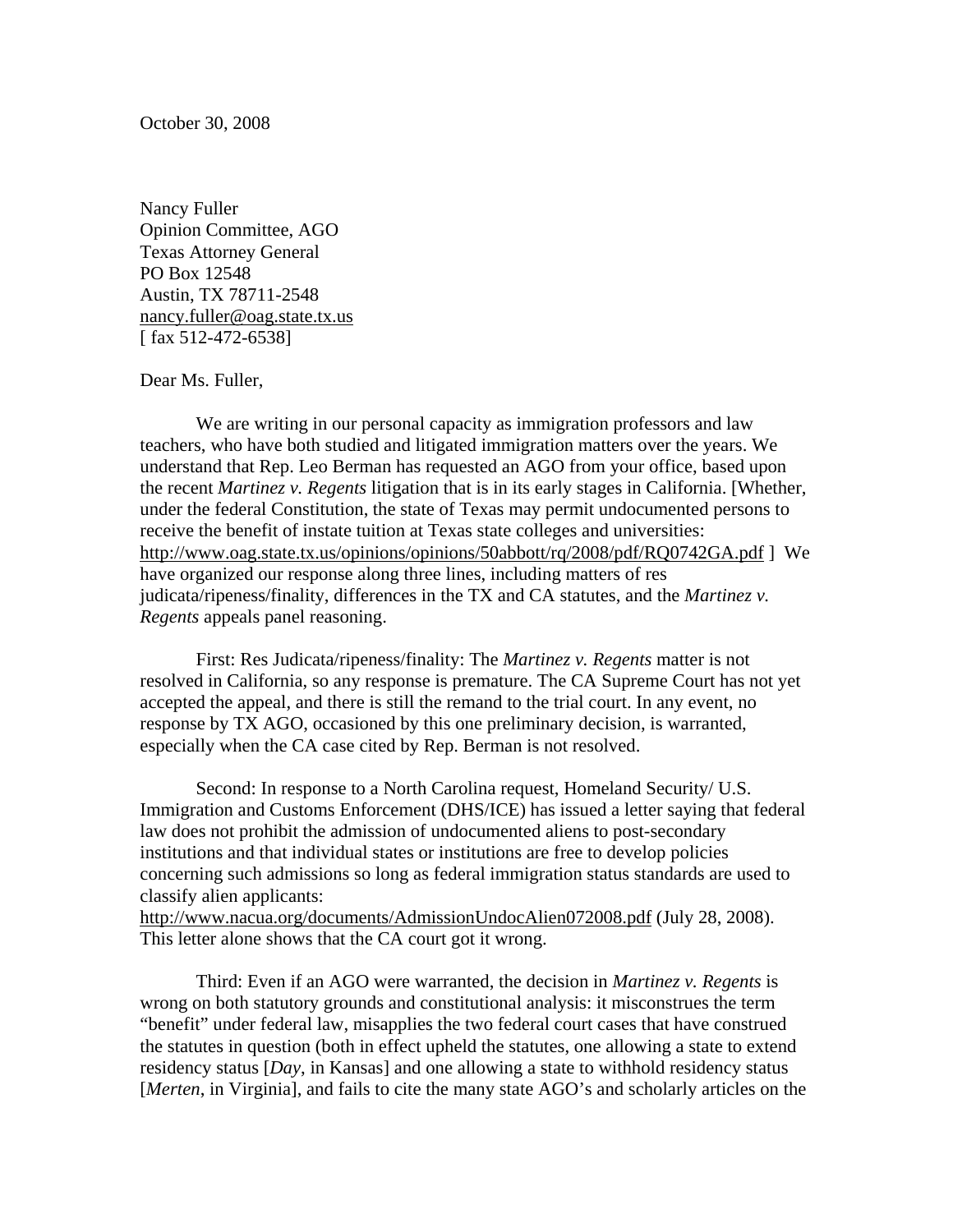October 30, 2008

Nancy Fuller
Opinion Committee, AGO
Texas Attorney General
PO Box 12548
Austin, TX 78711-2548
nancy.fuller@oag.state.tx.us
[ fax 512-472-6538]

Dear Ms. Fuller,

We are writing in our personal capacity as immigration professors and law teachers, who have both studied and litigated immigration matters over the years. We understand that Rep. Leo Berman has requested an AGO from your office, based upon the recent *Martinez v. Regents* litigation that is in its early stages in California. [Whether, under the federal Constitution, the state of Texas may permit undocumented persons to receive the benefit of instate tuition at Texas state colleges and universities: http://www.oag.state.tx.us/opinions/opinions/50abbott/rq/2008/pdf/RQ0742GA.pdf ] We have organized our response along three lines, including matters of res judicata/ripeness/finality, differences in the TX and CA statutes, and the *Martinez v. Regents* appeals panel reasoning.

First: Res Judicata/ripeness/finality: The *Martinez v. Regents* matter is not resolved in California, so any response is premature. The CA Supreme Court has not yet accepted the appeal, and there is still the remand to the trial court. In any event, no response by TX AGO, occasioned by this one preliminary decision, is warranted, especially when the CA case cited by Rep. Berman is not resolved.

Second: In response to a North Carolina request, Homeland Security/ U.S. Immigration and Customs Enforcement (DHS/ICE) has issued a letter saying that federal law does not prohibit the admission of undocumented aliens to post-secondary institutions and that individual states or institutions are free to develop policies concerning such admissions so long as federal immigration status standards are used to classify alien applicants: http://www.nacua.org/documents/AdmissionUndocAlien072008.pdf (July 28, 2008). This letter alone shows that the CA court got it wrong.

Third: Even if an AGO were warranted, the decision in *Martinez v. Regents* is wrong on both statutory grounds and constitutional analysis: it misconstrues the term "benefit" under federal law, misapplies the two federal court cases that have construed the statutes in question (both in effect upheld the statutes, one allowing a state to extend residency status [*Day*, in Kansas] and one allowing a state to withhold residency status [*Merten*, in Virginia], and fails to cite the many state AGO's and scholarly articles on the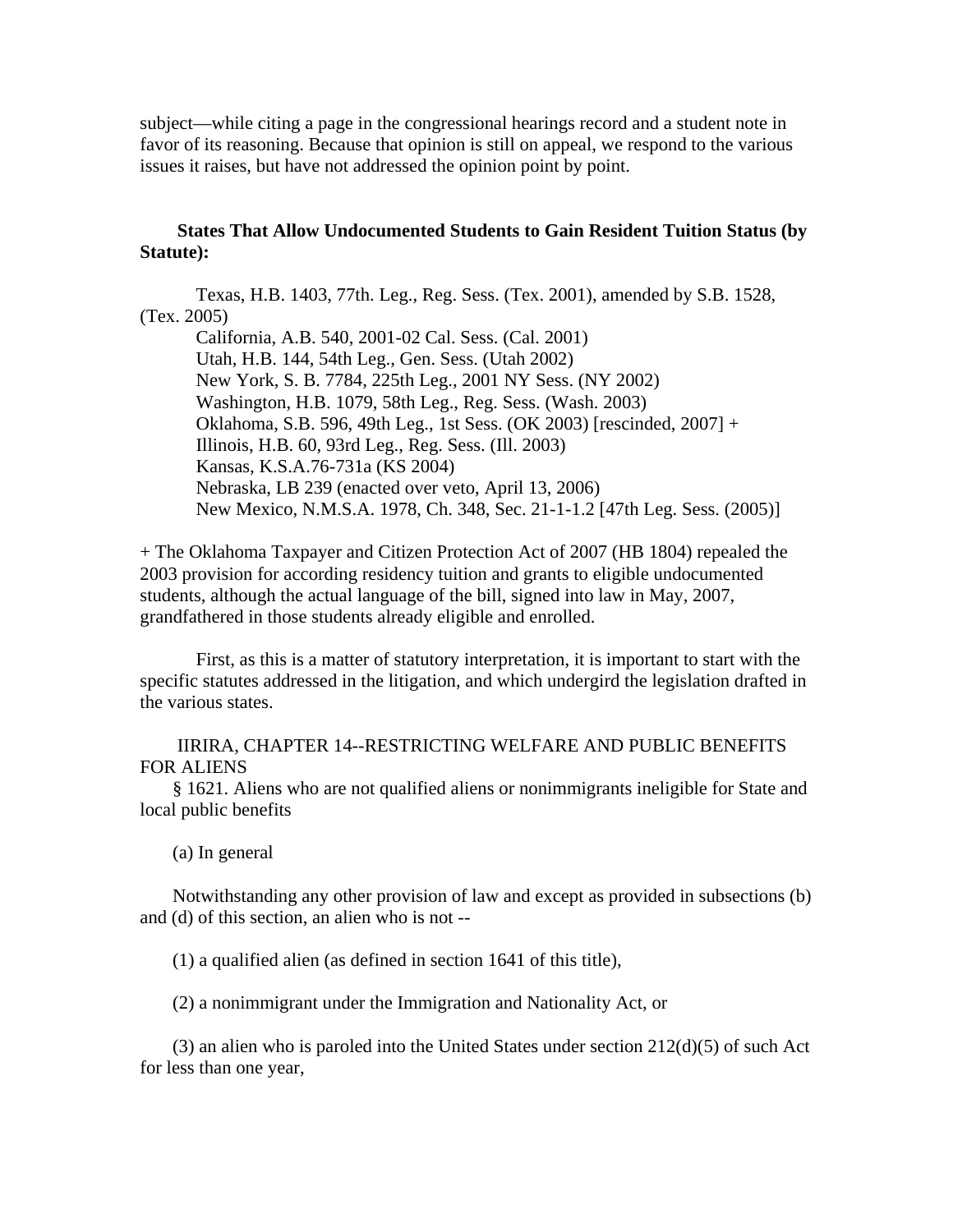subject—while citing a page in the congressional hearings record and a student note in favor of its reasoning. Because that opinion is still on appeal, we respond to the various issues it raises, but have not addressed the opinion point by point.

**States That Allow Undocumented Students to Gain Resident Tuition Status (by Statute):**

Texas, H.B. 1403, 77th. Leg., Reg. Sess. (Tex. 2001), amended by S.B. 1528, (Tex. 2005)
California, A.B. 540, 2001-02 Cal. Sess. (Cal. 2001)
Utah, H.B. 144, 54th Leg., Gen. Sess. (Utah 2002)
New York, S. B. 7784, 225th Leg., 2001 NY Sess. (NY 2002)
Washington, H.B. 1079, 58th Leg., Reg. Sess. (Wash. 2003)
Oklahoma, S.B. 596, 49th Leg., 1st Sess. (OK 2003) [rescinded, 2007] +
Illinois, H.B. 60, 93rd Leg., Reg. Sess. (Ill. 2003)
Kansas, K.S.A.76-731a (KS 2004)
Nebraska, LB 239 (enacted over veto, April 13, 2006)
New Mexico, N.M.S.A. 1978, Ch. 348, Sec. 21-1-1.2 [47th Leg. Sess. (2005)]

+ The Oklahoma Taxpayer and Citizen Protection Act of 2007 (HB 1804) repealed the 2003 provision for according residency tuition and grants to eligible undocumented students, although the actual language of the bill, signed into law in May, 2007, grandfathered in those students already eligible and enrolled.

First, as this is a matter of statutory interpretation, it is important to start with the specific statutes addressed in the litigation, and which undergird the legislation drafted in the various states.

IIRIRA, CHAPTER 14--RESTRICTING WELFARE AND PUBLIC BENEFITS FOR ALIENS

§ 1621. Aliens who are not qualified aliens or nonimmigrants ineligible for State and local public benefits

(a) In general

Notwithstanding any other provision of law and except as provided in subsections (b) and (d) of this section, an alien who is not --

(1) a qualified alien (as defined in section 1641 of this title),

(2) a nonimmigrant under the Immigration and Nationality Act, or

(3) an alien who is paroled into the United States under section 212(d)(5) of such Act for less than one year,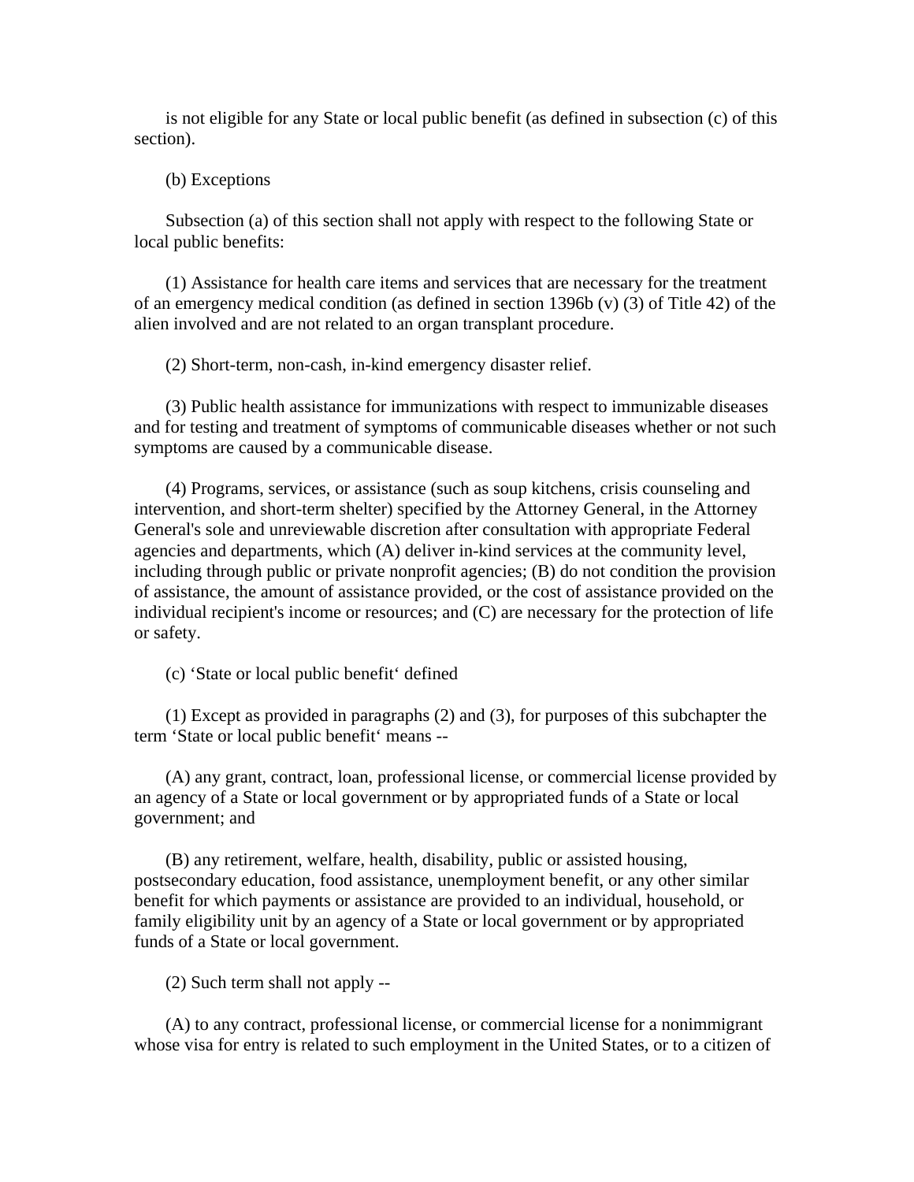is not eligible for any State or local public benefit (as defined in subsection (c) of this section).

(b) Exceptions

Subsection (a) of this section shall not apply with respect to the following State or local public benefits:

(1) Assistance for health care items and services that are necessary for the treatment of an emergency medical condition (as defined in section 1396b (v) (3) of Title 42) of the alien involved and are not related to an organ transplant procedure.

(2) Short-term, non-cash, in-kind emergency disaster relief.

(3) Public health assistance for immunizations with respect to immunizable diseases and for testing and treatment of symptoms of communicable diseases whether or not such symptoms are caused by a communicable disease.

(4) Programs, services, or assistance (such as soup kitchens, crisis counseling and intervention, and short-term shelter) specified by the Attorney General, in the Attorney General's sole and unreviewable discretion after consultation with appropriate Federal agencies and departments, which (A) deliver in-kind services at the community level, including through public or private nonprofit agencies; (B) do not condition the provision of assistance, the amount of assistance provided, or the cost of assistance provided on the individual recipient's income or resources; and (C) are necessary for the protection of life or safety.

(c) 'State or local public benefit' defined

(1) Except as provided in paragraphs (2) and (3), for purposes of this subchapter the term 'State or local public benefit' means --

(A) any grant, contract, loan, professional license, or commercial license provided by an agency of a State or local government or by appropriated funds of a State or local government; and

(B) any retirement, welfare, health, disability, public or assisted housing, postsecondary education, food assistance, unemployment benefit, or any other similar benefit for which payments or assistance are provided to an individual, household, or family eligibility unit by an agency of a State or local government or by appropriated funds of a State or local government.

(2) Such term shall not apply --

(A) to any contract, professional license, or commercial license for a nonimmigrant whose visa for entry is related to such employment in the United States, or to a citizen of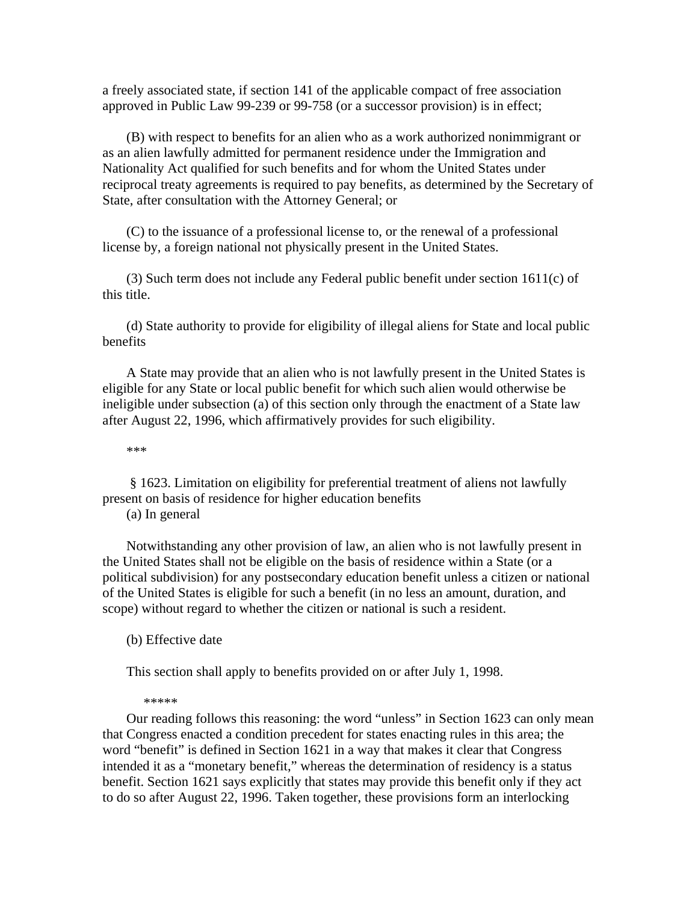a freely associated state, if section 141 of the applicable compact of free association approved in Public Law 99-239 or 99-758 (or a successor provision) is in effect;

(B) with respect to benefits for an alien who as a work authorized nonimmigrant or as an alien lawfully admitted for permanent residence under the Immigration and Nationality Act qualified for such benefits and for whom the United States under reciprocal treaty agreements is required to pay benefits, as determined by the Secretary of State, after consultation with the Attorney General; or

(C) to the issuance of a professional license to, or the renewal of a professional license by, a foreign national not physically present in the United States.

(3) Such term does not include any Federal public benefit under section 1611(c) of this title.

(d) State authority to provide for eligibility of illegal aliens for State and local public benefits

A State may provide that an alien who is not lawfully present in the United States is eligible for any State or local public benefit for which such alien would otherwise be ineligible under subsection (a) of this section only through the enactment of a State law after August 22, 1996, which affirmatively provides for such eligibility.

***

§ 1623. Limitation on eligibility for preferential treatment of aliens not lawfully present on basis of residence for higher education benefits

(a) In general

Notwithstanding any other provision of law, an alien who is not lawfully present in the United States shall not be eligible on the basis of residence within a State (or a political subdivision) for any postsecondary education benefit unless a citizen or national of the United States is eligible for such a benefit (in no less an amount, duration, and scope) without regard to whether the citizen or national is such a resident.

(b) Effective date

This section shall apply to benefits provided on or after July 1, 1998.

*****

Our reading follows this reasoning: the word "unless" in Section 1623 can only mean that Congress enacted a condition precedent for states enacting rules in this area; the word "benefit" is defined in Section 1621 in a way that makes it clear that Congress intended it as a "monetary benefit," whereas the determination of residency is a status benefit. Section 1621 says explicitly that states may provide this benefit only if they act to do so after August 22, 1996. Taken together, these provisions form an interlocking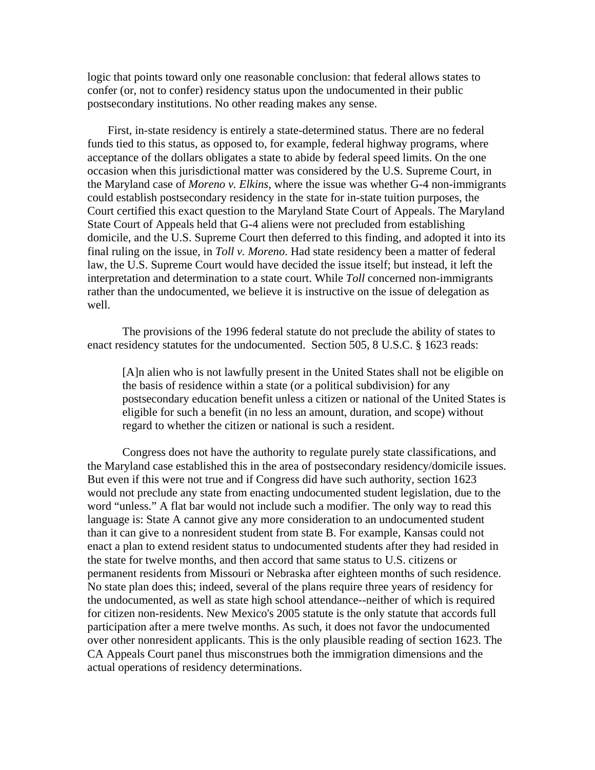logic that points toward only one reasonable conclusion: that federal allows states to confer (or, not to confer) residency status upon the undocumented in their public postsecondary institutions. No other reading makes any sense.

First, in-state residency is entirely a state-determined status. There are no federal funds tied to this status, as opposed to, for example, federal highway programs, where acceptance of the dollars obligates a state to abide by federal speed limits. On the one occasion when this jurisdictional matter was considered by the U.S. Supreme Court, in the Maryland case of *Moreno v. Elkins*, where the issue was whether G-4 non-immigrants could establish postsecondary residency in the state for in-state tuition purposes, the Court certified this exact question to the Maryland State Court of Appeals. The Maryland State Court of Appeals held that G-4 aliens were not precluded from establishing domicile, and the U.S. Supreme Court then deferred to this finding, and adopted it into its final ruling on the issue, in *Toll v. Moreno*. Had state residency been a matter of federal law, the U.S. Supreme Court would have decided the issue itself; but instead, it left the interpretation and determination to a state court. While *Toll* concerned non-immigrants rather than the undocumented, we believe it is instructive on the issue of delegation as well.

The provisions of the 1996 federal statute do not preclude the ability of states to enact residency statutes for the undocumented. Section 505, 8 U.S.C. § 1623 reads:

> [A]n alien who is not lawfully present in the United States shall not be eligible on the basis of residence within a state (or a political subdivision) for any postsecondary education benefit unless a citizen or national of the United States is eligible for such a benefit (in no less an amount, duration, and scope) without regard to whether the citizen or national is such a resident.

Congress does not have the authority to regulate purely state classifications, and the Maryland case established this in the area of postsecondary residency/domicile issues. But even if this were not true and if Congress did have such authority, section 1623 would not preclude any state from enacting undocumented student legislation, due to the word "unless." A flat bar would not include such a modifier. The only way to read this language is: State A cannot give any more consideration to an undocumented student than it can give to a nonresident student from state B. For example, Kansas could not enact a plan to extend resident status to undocumented students after they had resided in the state for twelve months, and then accord that same status to U.S. citizens or permanent residents from Missouri or Nebraska after eighteen months of such residence. No state plan does this; indeed, several of the plans require three years of residency for the undocumented, as well as state high school attendance--neither of which is required for citizen non-residents. New Mexico's 2005 statute is the only statute that accords full participation after a mere twelve months. As such, it does not favor the undocumented over other nonresident applicants. This is the only plausible reading of section 1623. The CA Appeals Court panel thus misconstrues both the immigration dimensions and the actual operations of residency determinations.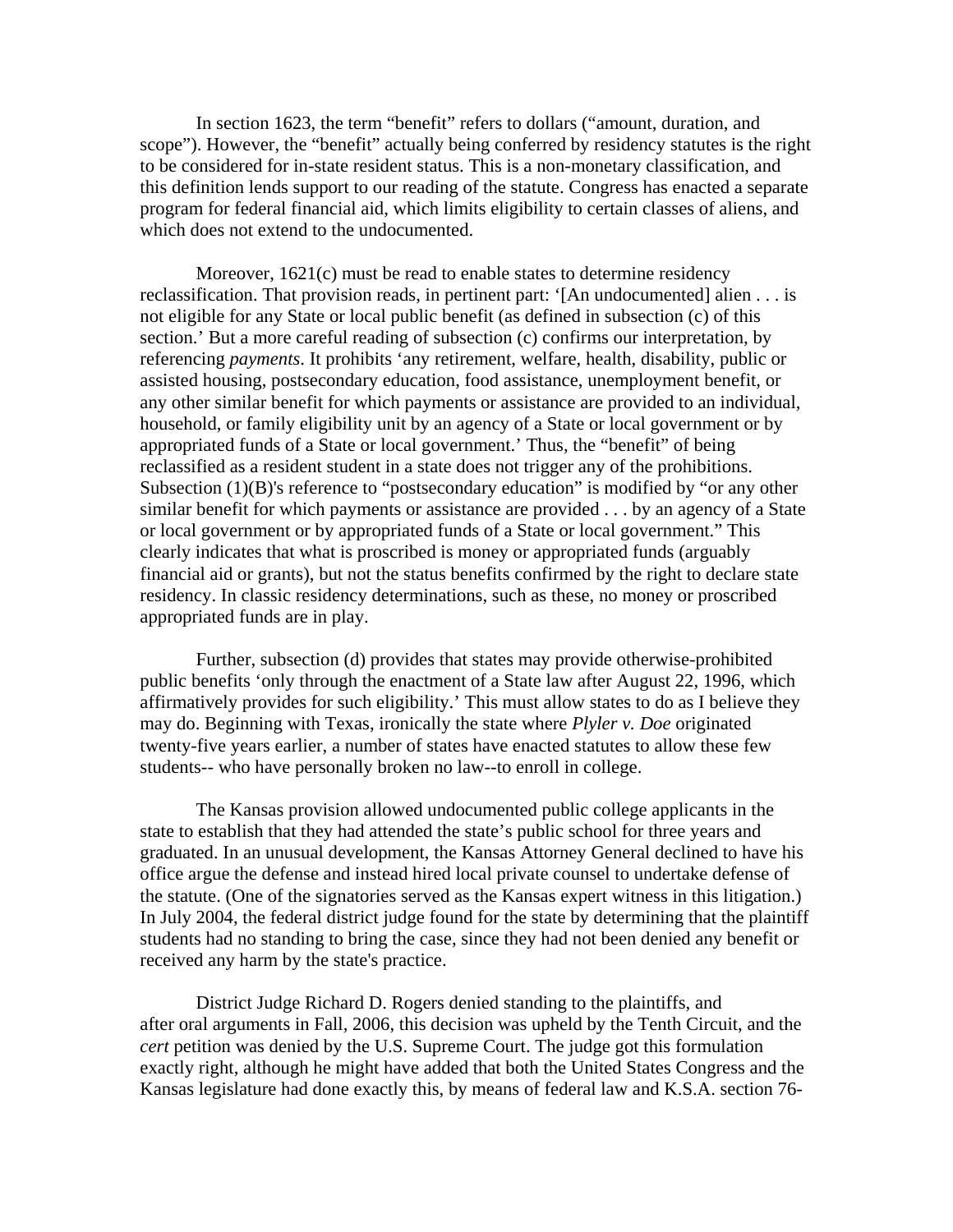In section 1623, the term "benefit" refers to dollars ("amount, duration, and scope"). However, the "benefit" actually being conferred by residency statutes is the right to be considered for in-state resident status. This is a non-monetary classification, and this definition lends support to our reading of the statute. Congress has enacted a separate program for federal financial aid, which limits eligibility to certain classes of aliens, and which does not extend to the undocumented.

Moreover, 1621(c) must be read to enable states to determine residency reclassification. That provision reads, in pertinent part: '[An undocumented] alien . . . is not eligible for any State or local public benefit (as defined in subsection (c) of this section.' But a more careful reading of subsection (c) confirms our interpretation, by referencing *payments*. It prohibits 'any retirement, welfare, health, disability, public or assisted housing, postsecondary education, food assistance, unemployment benefit, or any other similar benefit for which payments or assistance are provided to an individual, household, or family eligibility unit by an agency of a State or local government or by appropriated funds of a State or local government.' Thus, the "benefit" of being reclassified as a resident student in a state does not trigger any of the prohibitions. Subsection (1)(B)'s reference to "postsecondary education" is modified by "or any other similar benefit for which payments or assistance are provided . . . by an agency of a State or local government or by appropriated funds of a State or local government." This clearly indicates that what is proscribed is money or appropriated funds (arguably financial aid or grants), but not the status benefits confirmed by the right to declare state residency. In classic residency determinations, such as these, no money or proscribed appropriated funds are in play.

Further, subsection (d) provides that states may provide otherwise-prohibited public benefits 'only through the enactment of a State law after August 22, 1996, which affirmatively provides for such eligibility.' This must allow states to do as I believe they may do. Beginning with Texas, ironically the state where *Plyler v. Doe* originated twenty-five years earlier, a number of states have enacted statutes to allow these few students-- who have personally broken no law--to enroll in college.

The Kansas provision allowed undocumented public college applicants in the state to establish that they had attended the state's public school for three years and graduated. In an unusual development, the Kansas Attorney General declined to have his office argue the defense and instead hired local private counsel to undertake defense of the statute. (One of the signatories served as the Kansas expert witness in this litigation.) In July 2004, the federal district judge found for the state by determining that the plaintiff students had no standing to bring the case, since they had not been denied any benefit or received any harm by the state's practice.

District Judge Richard D. Rogers denied standing to the plaintiffs, and after oral arguments in Fall, 2006, this decision was upheld by the Tenth Circuit, and the *cert* petition was denied by the U.S. Supreme Court. The judge got this formulation exactly right, although he might have added that both the United States Congress and the Kansas legislature had done exactly this, by means of federal law and K.S.A. section 76-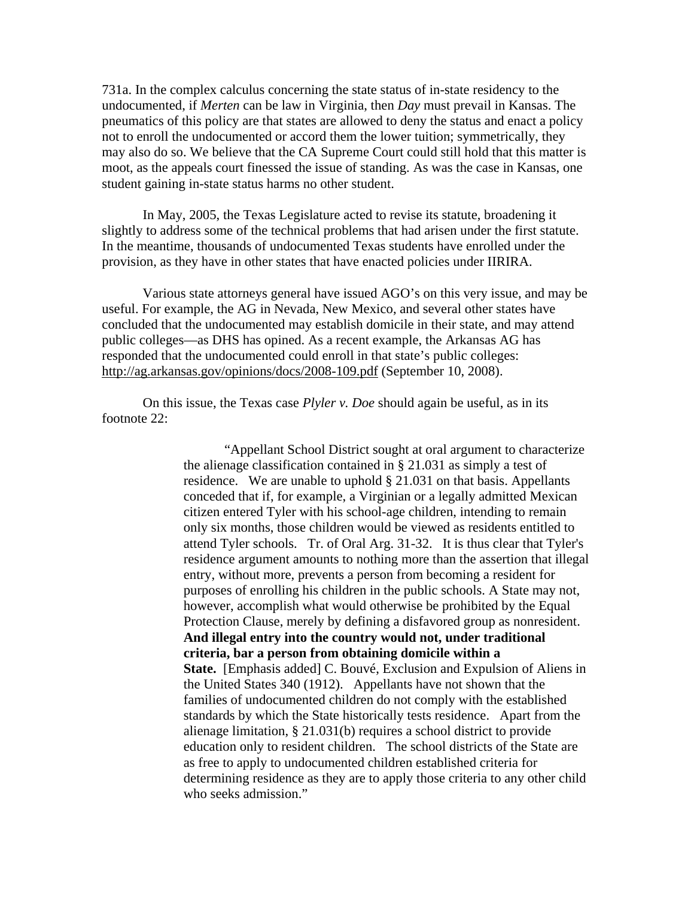731a. In the complex calculus concerning the state status of in-state residency to the undocumented, if *Merten* can be law in Virginia, then *Day* must prevail in Kansas. The pneumatics of this policy are that states are allowed to deny the status and enact a policy not to enroll the undocumented or accord them the lower tuition; symmetrically, they may also do so. We believe that the CA Supreme Court could still hold that this matter is moot, as the appeals court finessed the issue of standing. As was the case in Kansas, one student gaining in-state status harms no other student.

In May, 2005, the Texas Legislature acted to revise its statute, broadening it slightly to address some of the technical problems that had arisen under the first statute. In the meantime, thousands of undocumented Texas students have enrolled under the provision, as they have in other states that have enacted policies under IIRIRA.

Various state attorneys general have issued AGO's on this very issue, and may be useful. For example, the AG in Nevada, New Mexico, and several other states have concluded that the undocumented may establish domicile in their state, and may attend public colleges—as DHS has opined. As a recent example, the Arkansas AG has responded that the undocumented could enroll in that state's public colleges: http://ag.arkansas.gov/opinions/docs/2008-109.pdf (September 10, 2008).

On this issue, the Texas case *Plyler v. Doe* should again be useful, as in its footnote 22:

> "Appellant School District sought at oral argument to characterize the alienage classification contained in § 21.031 as simply a test of residence. We are unable to uphold § 21.031 on that basis. Appellants conceded that if, for example, a Virginian or a legally admitted Mexican citizen entered Tyler with his school-age children, intending to remain only six months, those children would be viewed as residents entitled to attend Tyler schools. Tr. of Oral Arg. 31-32. It is thus clear that Tyler's residence argument amounts to nothing more than the assertion that illegal entry, without more, prevents a person from becoming a resident for purposes of enrolling his children in the public schools. A State may not, however, accomplish what would otherwise be prohibited by the Equal Protection Clause, merely by defining a disfavored group as nonresident. **And illegal entry into the country would not, under traditional criteria, bar a person from obtaining domicile within a State.** [Emphasis added] C. Bouvé, Exclusion and Expulsion of Aliens in the United States 340 (1912). Appellants have not shown that the families of undocumented children do not comply with the established standards by which the State historically tests residence. Apart from the alienage limitation, § 21.031(b) requires a school district to provide education only to resident children. The school districts of the State are as free to apply to undocumented children established criteria for determining residence as they are to apply those criteria to any other child who seeks admission."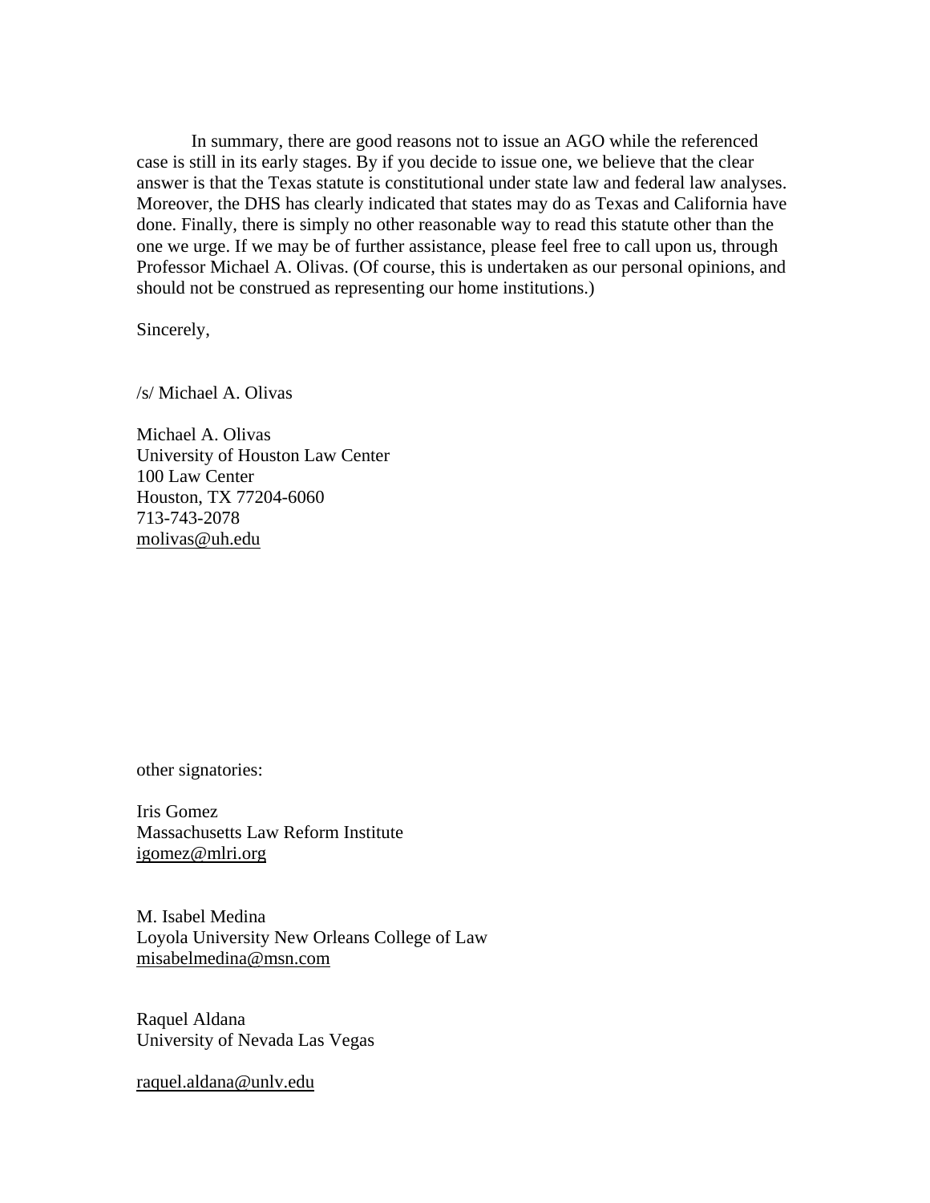In summary, there are good reasons not to issue an AGO while the referenced case is still in its early stages. By if you decide to issue one, we believe that the clear answer is that the Texas statute is constitutional under state law and federal law analyses. Moreover, the DHS has clearly indicated that states may do as Texas and California have done. Finally, there is simply no other reasonable way to read this statute other than the one we urge. If we may be of further assistance, please feel free to call upon us, through Professor Michael A. Olivas. (Of course, this is undertaken as our personal opinions, and should not be construed as representing our home institutions.)

Sincerely,

/s/ Michael A. Olivas

Michael A. Olivas
University of Houston Law Center
100 Law Center
Houston, TX 77204-6060
713-743-2078
molivas@uh.edu

other signatories:

Iris Gomez
Massachusetts Law Reform Institute
igomez@mlri.org

M. Isabel Medina
Loyola University New Orleans College of Law
misabelmedina@msn.com

Raquel Aldana
University of Nevada Las Vegas

raquel.aldana@unlv.edu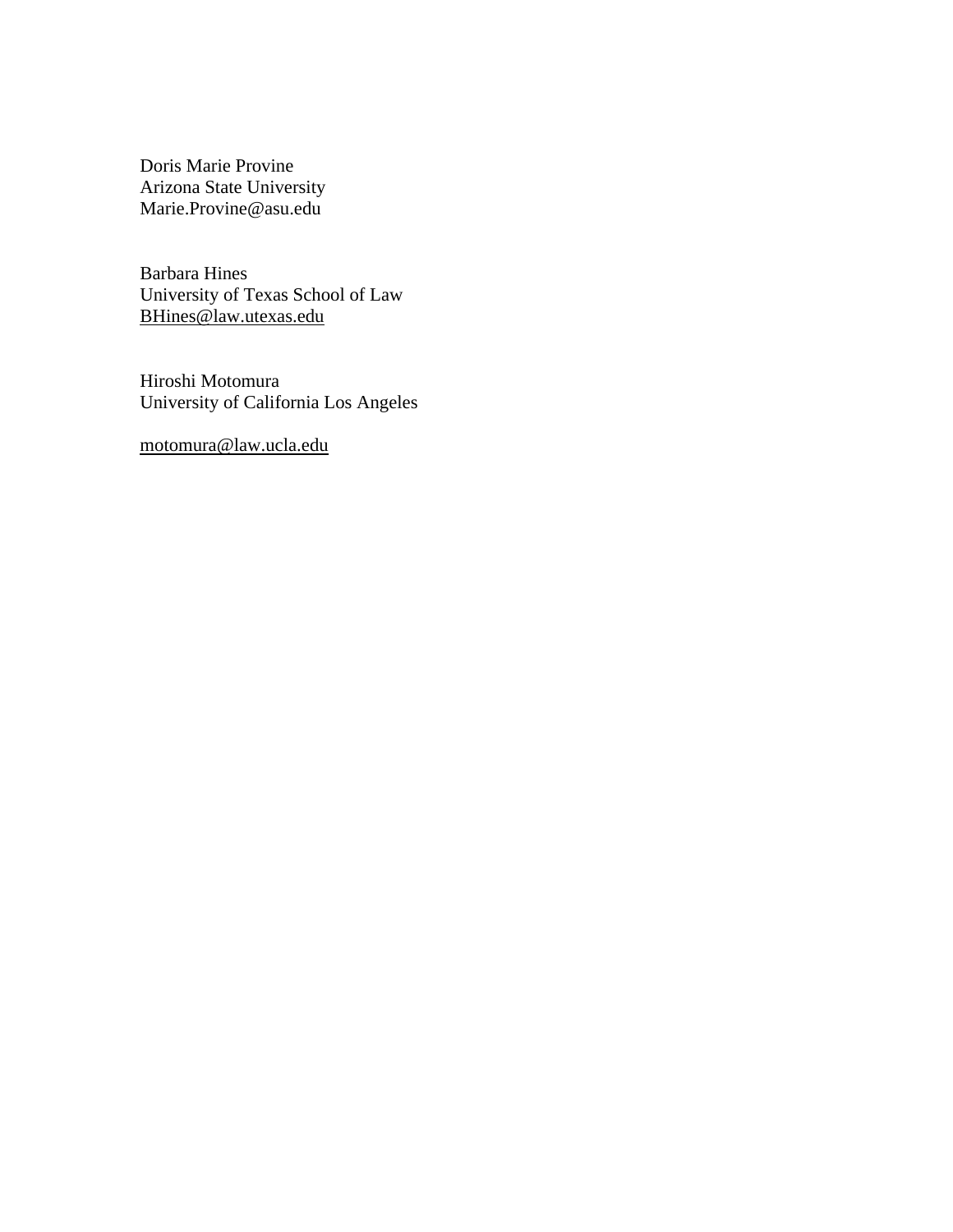Doris Marie Provine
Arizona State University
Marie.Provine@asu.edu

Barbara Hines
University of Texas School of Law
BHines@law.utexas.edu

Hiroshi Motomura
University of California Los Angeles

motomura@law.ucla.edu